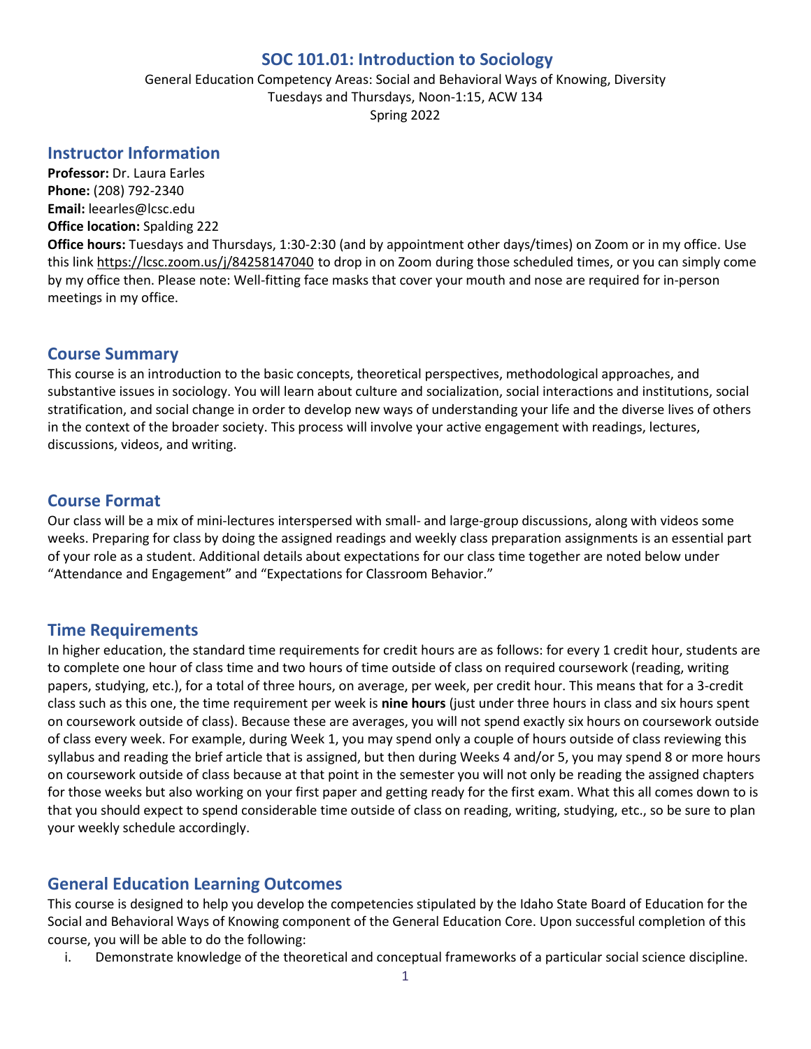# SOC 101.01: Introduction to Sociology

General Education Competency Areas: Social and Behavioral Ways of Knowing, Diversity
Tuesdays and Thursdays, Noon-1:15, ACW 134
Spring 2022

## Instructor Information

**Professor:** Dr. Laura Earles
**Phone:** (208) 792-2340
**Email:** leearles@lcsc.edu
**Office location:** Spalding 222
**Office hours:** Tuesdays and Thursdays, 1:30-2:30 (and by appointment other days/times) on Zoom or in my office. Use this link https://lcsc.zoom.us/j/84258147040 to drop in on Zoom during those scheduled times, or you can simply come by my office then. Please note: Well-fitting face masks that cover your mouth and nose are required for in-person meetings in my office.

## Course Summary

This course is an introduction to the basic concepts, theoretical perspectives, methodological approaches, and substantive issues in sociology. You will learn about culture and socialization, social interactions and institutions, social stratification, and social change in order to develop new ways of understanding your life and the diverse lives of others in the context of the broader society. This process will involve your active engagement with readings, lectures, discussions, videos, and writing.

## Course Format

Our class will be a mix of mini-lectures interspersed with small- and large-group discussions, along with videos some weeks. Preparing for class by doing the assigned readings and weekly class preparation assignments is an essential part of your role as a student. Additional details about expectations for our class time together are noted below under "Attendance and Engagement" and "Expectations for Classroom Behavior."

## Time Requirements

In higher education, the standard time requirements for credit hours are as follows: for every 1 credit hour, students are to complete one hour of class time and two hours of time outside of class on required coursework (reading, writing papers, studying, etc.), for a total of three hours, on average, per week, per credit hour. This means that for a 3-credit class such as this one, the time requirement per week is **nine hours** (just under three hours in class and six hours spent on coursework outside of class). Because these are averages, you will not spend exactly six hours on coursework outside of class every week. For example, during Week 1, you may spend only a couple of hours outside of class reviewing this syllabus and reading the brief article that is assigned, but then during Weeks 4 and/or 5, you may spend 8 or more hours on coursework outside of class because at that point in the semester you will not only be reading the assigned chapters for those weeks but also working on your first paper and getting ready for the first exam. What this all comes down to is that you should expect to spend considerable time outside of class on reading, writing, studying, etc., so be sure to plan your weekly schedule accordingly.

## General Education Learning Outcomes

This course is designed to help you develop the competencies stipulated by the Idaho State Board of Education for the Social and Behavioral Ways of Knowing component of the General Education Core. Upon successful completion of this course, you will be able to do the following:

i. Demonstrate knowledge of the theoretical and conceptual frameworks of a particular social science discipline.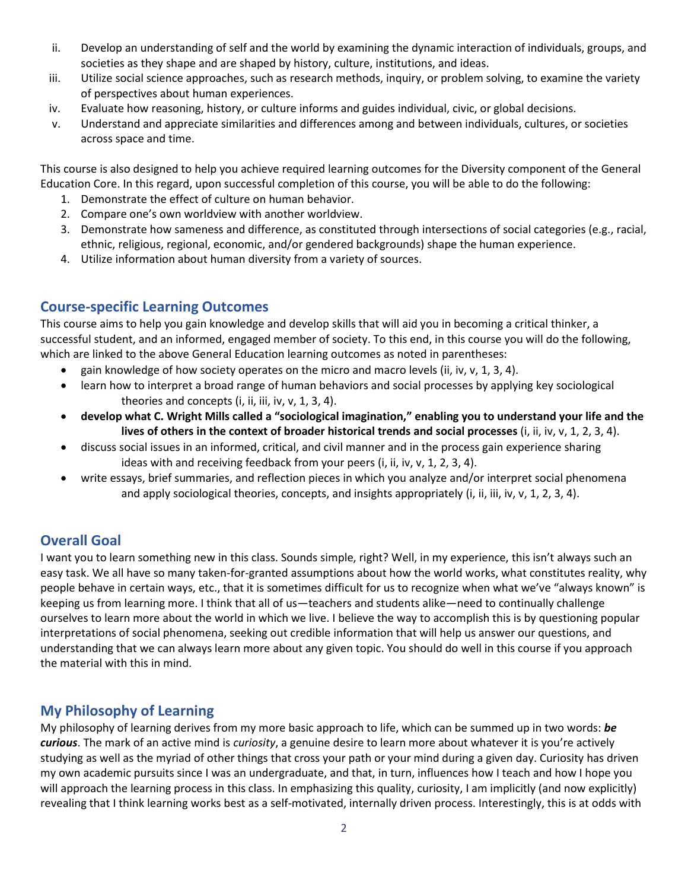ii. Develop an understanding of self and the world by examining the dynamic interaction of individuals, groups, and societies as they shape and are shaped by history, culture, institutions, and ideas.
iii. Utilize social science approaches, such as research methods, inquiry, or problem solving, to examine the variety of perspectives about human experiences.
iv. Evaluate how reasoning, history, or culture informs and guides individual, civic, or global decisions.
v. Understand and appreciate similarities and differences among and between individuals, cultures, or societies across space and time.

This course is also designed to help you achieve required learning outcomes for the Diversity component of the General Education Core. In this regard, upon successful completion of this course, you will be able to do the following:

1. Demonstrate the effect of culture on human behavior.
2. Compare one's own worldview with another worldview.
3. Demonstrate how sameness and difference, as constituted through intersections of social categories (e.g., racial, ethnic, religious, regional, economic, and/or gendered backgrounds) shape the human experience.
4. Utilize information about human diversity from a variety of sources.

## Course-specific Learning Outcomes

This course aims to help you gain knowledge and develop skills that will aid you in becoming a critical thinker, a successful student, and an informed, engaged member of society. To this end, in this course you will do the following, which are linked to the above General Education learning outcomes as noted in parentheses:

- gain knowledge of how society operates on the micro and macro levels (ii, iv, v, 1, 3, 4).
- learn how to interpret a broad range of human behaviors and social processes by applying key sociological theories and concepts (i, ii, iii, iv, v, 1, 3, 4).
- **develop what C. Wright Mills called a "sociological imagination," enabling you to understand your life and the lives of others in the context of broader historical trends and social processes** (i, ii, iv, v, 1, 2, 3, 4).
- discuss social issues in an informed, critical, and civil manner and in the process gain experience sharing ideas with and receiving feedback from your peers (i, ii, iv, v, 1, 2, 3, 4).
- write essays, brief summaries, and reflection pieces in which you analyze and/or interpret social phenomena and apply sociological theories, concepts, and insights appropriately (i, ii, iii, iv, v, 1, 2, 3, 4).

## Overall Goal

I want you to learn something new in this class. Sounds simple, right? Well, in my experience, this isn't always such an easy task. We all have so many taken-for-granted assumptions about how the world works, what constitutes reality, why people behave in certain ways, etc., that it is sometimes difficult for us to recognize when what we've "always known" is keeping us from learning more. I think that all of us—teachers and students alike—need to continually challenge ourselves to learn more about the world in which we live. I believe the way to accomplish this is by questioning popular interpretations of social phenomena, seeking out credible information that will help us answer our questions, and understanding that we can always learn more about any given topic. You should do well in this course if you approach the material with this in mind.

## My Philosophy of Learning

My philosophy of learning derives from my more basic approach to life, which can be summed up in two words: ***be curious***. The mark of an active mind is *curiosity*, a genuine desire to learn more about whatever it is you're actively studying as well as the myriad of other things that cross your path or your mind during a given day. Curiosity has driven my own academic pursuits since I was an undergraduate, and that, in turn, influences how I teach and how I hope you will approach the learning process in this class. In emphasizing this quality, curiosity, I am implicitly (and now explicitly) revealing that I think learning works best as a self-motivated, internally driven process. Interestingly, this is at odds with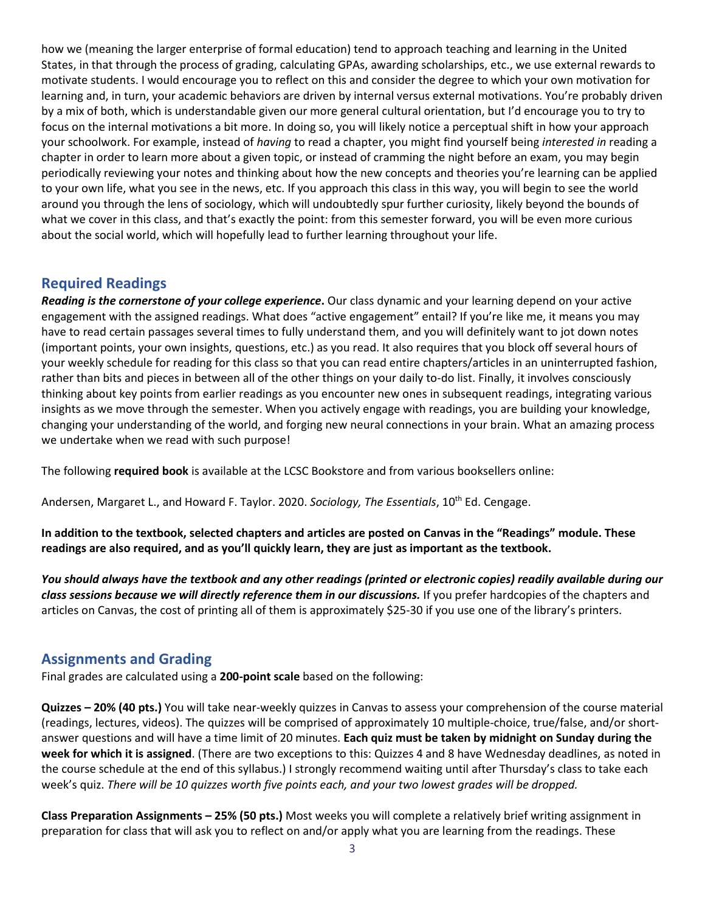how we (meaning the larger enterprise of formal education) tend to approach teaching and learning in the United States, in that through the process of grading, calculating GPAs, awarding scholarships, etc., we use external rewards to motivate students. I would encourage you to reflect on this and consider the degree to which your own motivation for learning and, in turn, your academic behaviors are driven by internal versus external motivations. You're probably driven by a mix of both, which is understandable given our more general cultural orientation, but I'd encourage you to try to focus on the internal motivations a bit more. In doing so, you will likely notice a perceptual shift in how your approach your schoolwork. For example, instead of *having* to read a chapter, you might find yourself being *interested in* reading a chapter in order to learn more about a given topic, or instead of cramming the night before an exam, you may begin periodically reviewing your notes and thinking about how the new concepts and theories you're learning can be applied to your own life, what you see in the news, etc. If you approach this class in this way, you will begin to see the world around you through the lens of sociology, which will undoubtedly spur further curiosity, likely beyond the bounds of what we cover in this class, and that's exactly the point: from this semester forward, you will be even more curious about the social world, which will hopefully lead to further learning throughout your life.

## Required Readings

***Reading is the cornerstone of your college experience*.** Our class dynamic and your learning depend on your active engagement with the assigned readings. What does "active engagement" entail? If you're like me, it means you may have to read certain passages several times to fully understand them, and you will definitely want to jot down notes (important points, your own insights, questions, etc.) as you read. It also requires that you block off several hours of your weekly schedule for reading for this class so that you can read entire chapters/articles in an uninterrupted fashion, rather than bits and pieces in between all of the other things on your daily to-do list. Finally, it involves consciously thinking about key points from earlier readings as you encounter new ones in subsequent readings, integrating various insights as we move through the semester. When you actively engage with readings, you are building your knowledge, changing your understanding of the world, and forging new neural connections in your brain. What an amazing process we undertake when we read with such purpose!

The following **required book** is available at the LCSC Bookstore and from various booksellers online:

Andersen, Margaret L., and Howard F. Taylor. 2020. *Sociology, The Essentials*, 10th Ed. Cengage.

**In addition to the textbook, selected chapters and articles are posted on Canvas in the "Readings" module. These readings are also required, and as you'll quickly learn, they are just as important as the textbook.**

***You should always have the textbook and any other readings (printed or electronic copies) readily available during our class sessions because we will directly reference them in our discussions.*** If you prefer hardcopies of the chapters and articles on Canvas, the cost of printing all of them is approximately $25-30 if you use one of the library's printers.

## Assignments and Grading

Final grades are calculated using a **200-point scale** based on the following:

**Quizzes – 20% (40 pts.)** You will take near-weekly quizzes in Canvas to assess your comprehension of the course material (readings, lectures, videos). The quizzes will be comprised of approximately 10 multiple-choice, true/false, and/or short-answer questions and will have a time limit of 20 minutes. **Each quiz must be taken by midnight on Sunday during the week for which it is assigned**. (There are two exceptions to this: Quizzes 4 and 8 have Wednesday deadlines, as noted in the course schedule at the end of this syllabus.) I strongly recommend waiting until after Thursday's class to take each week's quiz. *There will be 10 quizzes worth five points each, and your two lowest grades will be dropped.*

**Class Preparation Assignments – 25% (50 pts.)** Most weeks you will complete a relatively brief writing assignment in preparation for class that will ask you to reflect on and/or apply what you are learning from the readings. These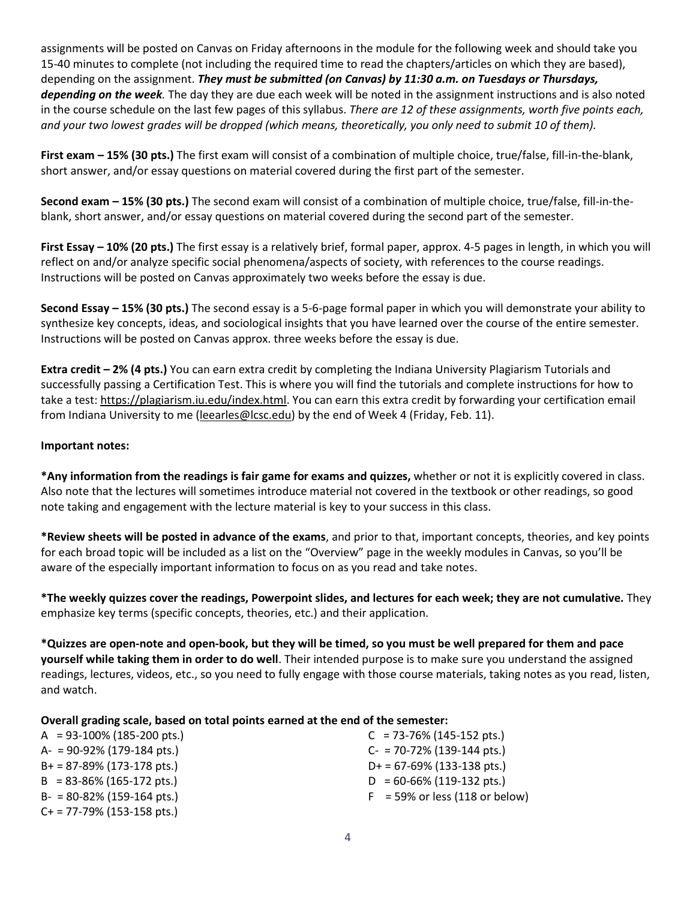assignments will be posted on Canvas on Friday afternoons in the module for the following week and should take you 15-40 minutes to complete (not including the required time to read the chapters/articles on which they are based), depending on the assignment. ***They must be submitted (on Canvas) by 11:30 a.m. on Tuesdays or Thursdays, depending on the week.*** The day they are due each week will be noted in the assignment instructions and is also noted in the course schedule on the last few pages of this syllabus. *There are 12 of these assignments, worth five points each, and your two lowest grades will be dropped (which means, theoretically, you only need to submit 10 of them).*

**First exam – 15% (30 pts.)** The first exam will consist of a combination of multiple choice, true/false, fill-in-the-blank, short answer, and/or essay questions on material covered during the first part of the semester.

**Second exam – 15% (30 pts.)** The second exam will consist of a combination of multiple choice, true/false, fill-in-the-blank, short answer, and/or essay questions on material covered during the second part of the semester.

**First Essay – 10% (20 pts.)** The first essay is a relatively brief, formal paper, approx. 4-5 pages in length, in which you will reflect on and/or analyze specific social phenomena/aspects of society, with references to the course readings. Instructions will be posted on Canvas approximately two weeks before the essay is due.

**Second Essay – 15% (30 pts.)** The second essay is a 5-6-page formal paper in which you will demonstrate your ability to synthesize key concepts, ideas, and sociological insights that you have learned over the course of the entire semester. Instructions will be posted on Canvas approx. three weeks before the essay is due.

**Extra credit – 2% (4 pts.)** You can earn extra credit by completing the Indiana University Plagiarism Tutorials and successfully passing a Certification Test. This is where you will find the tutorials and complete instructions for how to take a test: https://plagiarism.iu.edu/index.html. You can earn this extra credit by forwarding your certification email from Indiana University to me (leearles@lcsc.edu) by the end of Week 4 (Friday, Feb. 11).

**Important notes:**

**\*Any information from the readings is fair game for exams and quizzes,** whether or not it is explicitly covered in class. Also note that the lectures will sometimes introduce material not covered in the textbook or other readings, so good note taking and engagement with the lecture material is key to your success in this class.

**\*Review sheets will be posted in advance of the exams**, and prior to that, important concepts, theories, and key points for each broad topic will be included as a list on the "Overview" page in the weekly modules in Canvas, so you'll be aware of the especially important information to focus on as you read and take notes.

**\*The weekly quizzes cover the readings, Powerpoint slides, and lectures for each week; they are not cumulative.** They emphasize key terms (specific concepts, theories, etc.) and their application.

**\*Quizzes are open-note and open-book, but they will be timed, so you must be well prepared for them and pace yourself while taking them in order to do well**. Their intended purpose is to make sure you understand the assigned readings, lectures, videos, etc., so you need to fully engage with those course materials, taking notes as you read, listen, and watch.

**Overall grading scale, based on total points earned at the end of the semester:**

A = 93-100% (185-200 pts.)
A- = 90-92% (179-184 pts.)
B+ = 87-89% (173-178 pts.)
B = 83-86% (165-172 pts.)
B- = 80-82% (159-164 pts.)
C+ = 77-79% (153-158 pts.)
C = 73-76% (145-152 pts.)
C- = 70-72% (139-144 pts.)
D+ = 67-69% (133-138 pts.)
D = 60-66% (119-132 pts.)
F = 59% or less (118 or below)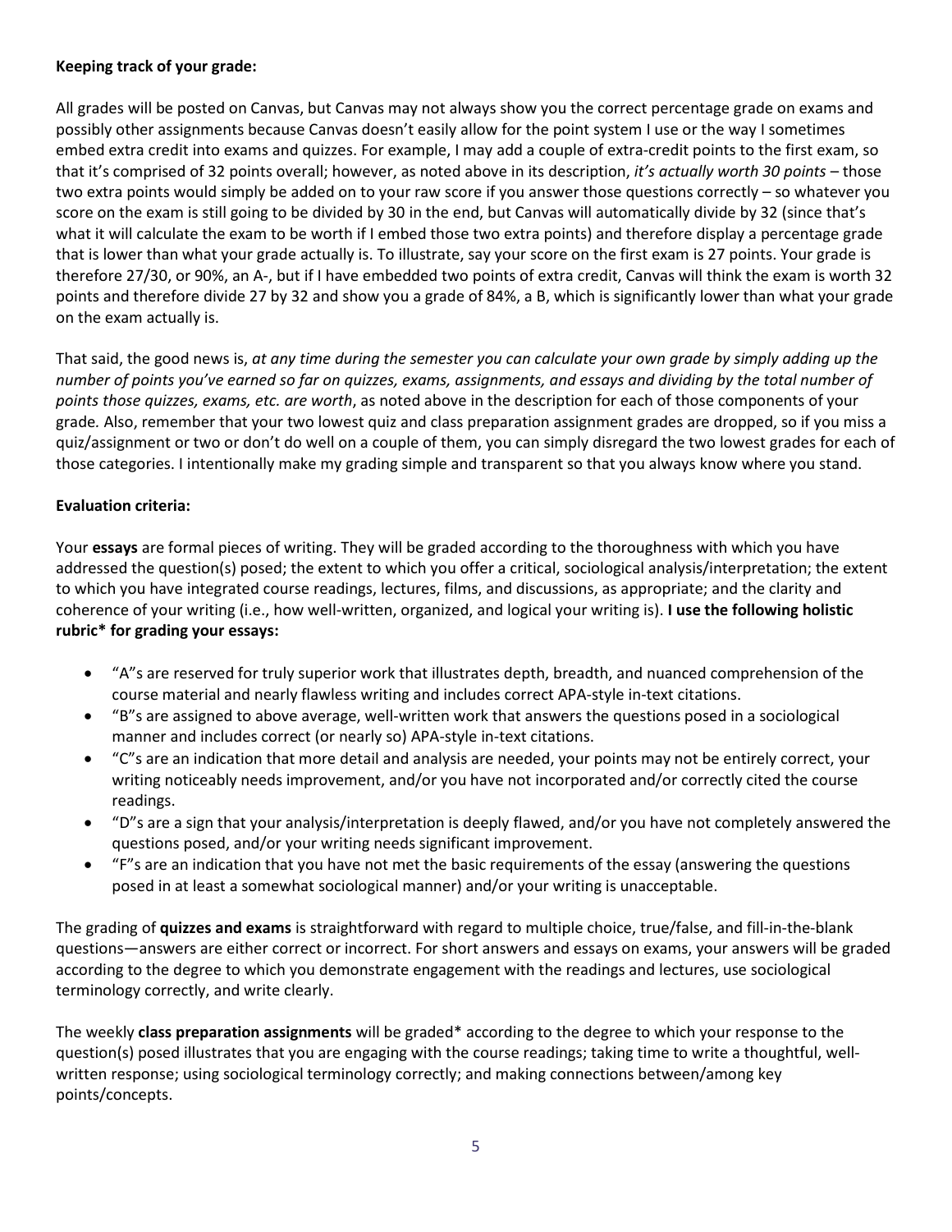**Keeping track of your grade:**

All grades will be posted on Canvas, but Canvas may not always show you the correct percentage grade on exams and possibly other assignments because Canvas doesn't easily allow for the point system I use or the way I sometimes embed extra credit into exams and quizzes. For example, I may add a couple of extra-credit points to the first exam, so that it's comprised of 32 points overall; however, as noted above in its description, *it's actually worth 30 points* – those two extra points would simply be added on to your raw score if you answer those questions correctly – so whatever you score on the exam is still going to be divided by 30 in the end, but Canvas will automatically divide by 32 (since that's what it will calculate the exam to be worth if I embed those two extra points) and therefore display a percentage grade that is lower than what your grade actually is. To illustrate, say your score on the first exam is 27 points. Your grade is therefore 27/30, or 90%, an A-, but if I have embedded two points of extra credit, Canvas will think the exam is worth 32 points and therefore divide 27 by 32 and show you a grade of 84%, a B, which is significantly lower than what your grade on the exam actually is.

That said, the good news is, *at any time during the semester you can calculate your own grade by simply adding up the number of points you've earned so far on quizzes, exams, assignments, and essays and dividing by the total number of points those quizzes, exams, etc. are worth*, as noted above in the description for each of those components of your grade. Also, remember that your two lowest quiz and class preparation assignment grades are dropped, so if you miss a quiz/assignment or two or don't do well on a couple of them, you can simply disregard the two lowest grades for each of those categories. I intentionally make my grading simple and transparent so that you always know where you stand.

**Evaluation criteria:**

Your **essays** are formal pieces of writing. They will be graded according to the thoroughness with which you have addressed the question(s) posed; the extent to which you offer a critical, sociological analysis/interpretation; the extent to which you have integrated course readings, lectures, films, and discussions, as appropriate; and the clarity and coherence of your writing (i.e., how well-written, organized, and logical your writing is). **I use the following holistic rubric* for grading your essays:**

- "A"s are reserved for truly superior work that illustrates depth, breadth, and nuanced comprehension of the course material and nearly flawless writing and includes correct APA-style in-text citations.
- "B"s are assigned to above average, well-written work that answers the questions posed in a sociological manner and includes correct (or nearly so) APA-style in-text citations.
- "C"s are an indication that more detail and analysis are needed, your points may not be entirely correct, your writing noticeably needs improvement, and/or you have not incorporated and/or correctly cited the course readings.
- "D"s are a sign that your analysis/interpretation is deeply flawed, and/or you have not completely answered the questions posed, and/or your writing needs significant improvement.
- "F"s are an indication that you have not met the basic requirements of the essay (answering the questions posed in at least a somewhat sociological manner) and/or your writing is unacceptable.

The grading of **quizzes and exams** is straightforward with regard to multiple choice, true/false, and fill-in-the-blank questions—answers are either correct or incorrect. For short answers and essays on exams, your answers will be graded according to the degree to which you demonstrate engagement with the readings and lectures, use sociological terminology correctly, and write clearly.

The weekly **class preparation assignments** will be graded* according to the degree to which your response to the question(s) posed illustrates that you are engaging with the course readings; taking time to write a thoughtful, well-written response; using sociological terminology correctly; and making connections between/among key points/concepts.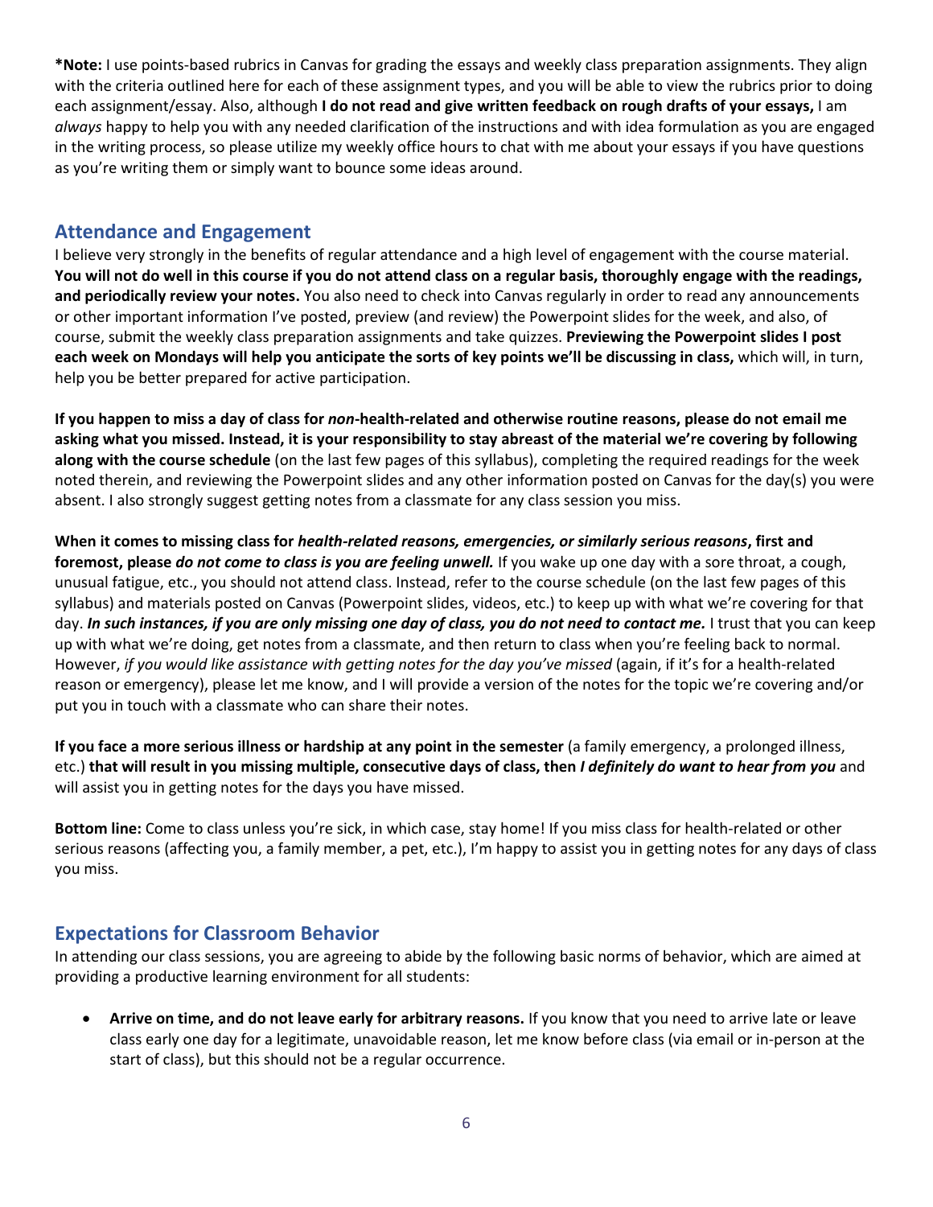***Note:** I use points-based rubrics in Canvas for grading the essays and weekly class preparation assignments. They align with the criteria outlined here for each of these assignment types, and you will be able to view the rubrics prior to doing each assignment/essay. Also, although **I do not read and give written feedback on rough drafts of your essays,** I am *always* happy to help you with any needed clarification of the instructions and with idea formulation as you are engaged in the writing process, so please utilize my weekly office hours to chat with me about your essays if you have questions as you're writing them or simply want to bounce some ideas around.

## Attendance and Engagement

I believe very strongly in the benefits of regular attendance and a high level of engagement with the course material. **You will not do well in this course if you do not attend class on a regular basis, thoroughly engage with the readings, and periodically review your notes.** You also need to check into Canvas regularly in order to read any announcements or other important information I've posted, preview (and review) the Powerpoint slides for the week, and also, of course, submit the weekly class preparation assignments and take quizzes. **Previewing the Powerpoint slides I post each week on Mondays will help you anticipate the sorts of key points we'll be discussing in class,** which will, in turn, help you be better prepared for active participation.

**If you happen to miss a day of class for *non*-health-related and otherwise routine reasons, please do not email me asking what you missed. Instead, it is your responsibility to stay abreast of the material we're covering by following along with the course schedule** (on the last few pages of this syllabus), completing the required readings for the week noted therein, and reviewing the Powerpoint slides and any other information posted on Canvas for the day(s) you were absent. I also strongly suggest getting notes from a classmate for any class session you miss.

**When it comes to missing class for *health-related reasons, emergencies, or similarly serious reasons*, first and foremost, please *do not come to class is you are feeling unwell.*** If you wake up one day with a sore throat, a cough, unusual fatigue, etc., you should not attend class. Instead, refer to the course schedule (on the last few pages of this syllabus) and materials posted on Canvas (Powerpoint slides, videos, etc.) to keep up with what we're covering for that day. ***In such instances, if you are only missing one day of class, you do not need to contact me.*** I trust that you can keep up with what we're doing, get notes from a classmate, and then return to class when you're feeling back to normal. However, *if you would like assistance with getting notes for the day you've missed* (again, if it's for a health-related reason or emergency), please let me know, and I will provide a version of the notes for the topic we're covering and/or put you in touch with a classmate who can share their notes.

**If you face a more serious illness or hardship at any point in the semester** (a family emergency, a prolonged illness, etc.) **that will result in you missing multiple, consecutive days of class, then *I definitely do want to hear from you*** and will assist you in getting notes for the days you have missed.

**Bottom line:** Come to class unless you're sick, in which case, stay home! If you miss class for health-related or other serious reasons (affecting you, a family member, a pet, etc.), I'm happy to assist you in getting notes for any days of class you miss.

## Expectations for Classroom Behavior

In attending our class sessions, you are agreeing to abide by the following basic norms of behavior, which are aimed at providing a productive learning environment for all students:

- **Arrive on time, and do not leave early for arbitrary reasons.** If you know that you need to arrive late or leave class early one day for a legitimate, unavoidable reason, let me know before class (via email or in-person at the start of class), but this should not be a regular occurrence.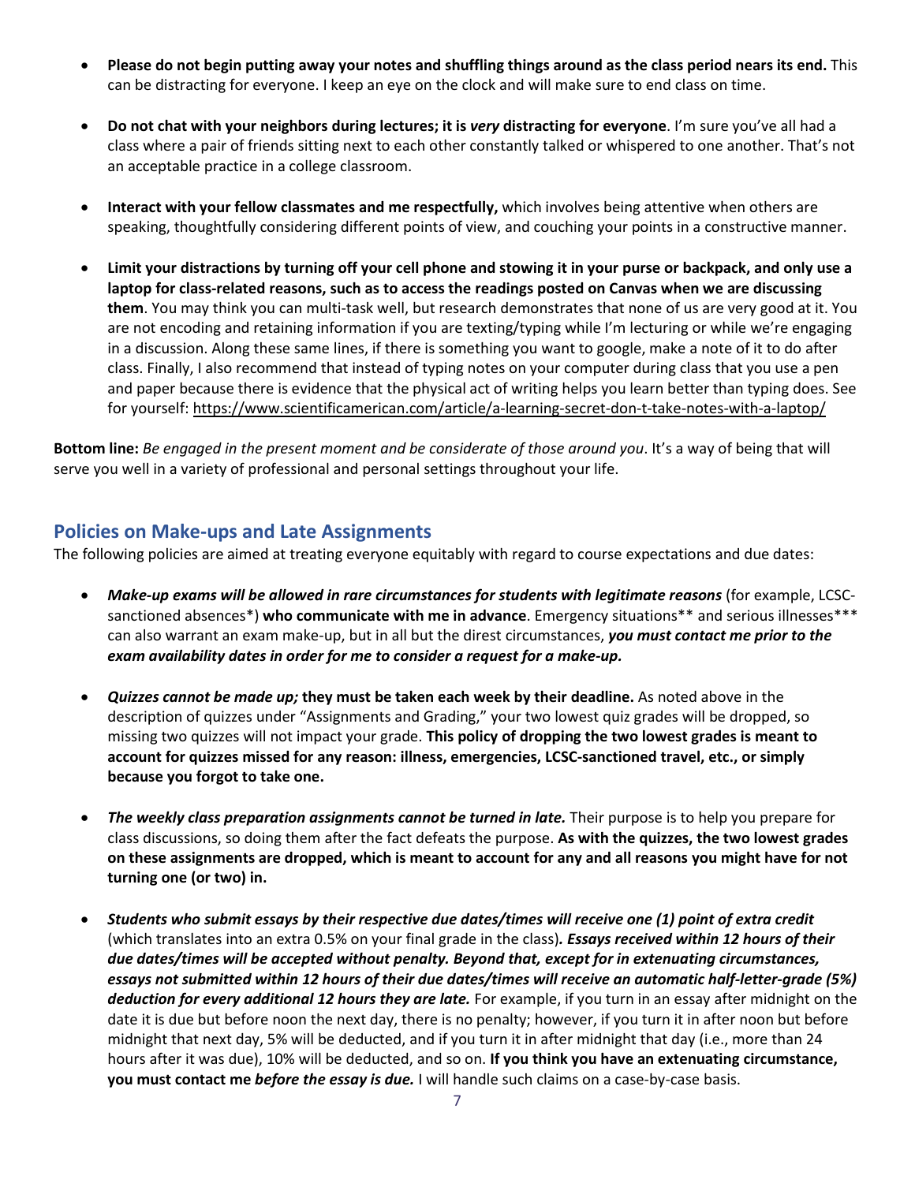- **Please do not begin putting away your notes and shuffling things around as the class period nears its end.** This can be distracting for everyone. I keep an eye on the clock and will make sure to end class on time.

- **Do not chat with your neighbors during lectures; it is *very* distracting for everyone**. I'm sure you've all had a class where a pair of friends sitting next to each other constantly talked or whispered to one another. That's not an acceptable practice in a college classroom.

- **Interact with your fellow classmates and me respectfully,** which involves being attentive when others are speaking, thoughtfully considering different points of view, and couching your points in a constructive manner.

- **Limit your distractions by turning off your cell phone and stowing it in your purse or backpack, and only use a laptop for class-related reasons, such as to access the readings posted on Canvas when we are discussing them**. You may think you can multi-task well, but research demonstrates that none of us are very good at it. You are not encoding and retaining information if you are texting/typing while I'm lecturing or while we're engaging in a discussion. Along these same lines, if there is something you want to google, make a note of it to do after class. Finally, I also recommend that instead of typing notes on your computer during class that you use a pen and paper because there is evidence that the physical act of writing helps you learn better than typing does. See for yourself: https://www.scientificamerican.com/article/a-learning-secret-don-t-take-notes-with-a-laptop/

**Bottom line:** *Be engaged in the present moment and be considerate of those around you*. It's a way of being that will serve you well in a variety of professional and personal settings throughout your life.

## Policies on Make-ups and Late Assignments

The following policies are aimed at treating everyone equitably with regard to course expectations and due dates:

- ***Make-up exams will be allowed in rare circumstances for students with legitimate reasons*** (for example, LCSC-sanctioned absences*) **who communicate with me in advance**. Emergency situations** and serious illnesses*** can also warrant an exam make-up, but in all but the direst circumstances, ***you must contact me prior to the exam availability dates in order for me to consider a request for a make-up.***

- ***Quizzes cannot be made up;* they must be taken each week by their deadline.** As noted above in the description of quizzes under "Assignments and Grading," your two lowest quiz grades will be dropped, so missing two quizzes will not impact your grade. **This policy of dropping the two lowest grades is meant to account for quizzes missed for any reason: illness, emergencies, LCSC-sanctioned travel, etc., or simply because you forgot to take one.**

- ***The weekly class preparation assignments cannot be turned in late.*** Their purpose is to help you prepare for class discussions, so doing them after the fact defeats the purpose. **As with the quizzes, the two lowest grades on these assignments are dropped, which is meant to account for any and all reasons you might have for not turning one (or two) in.**

- ***Students who submit essays by their respective due dates/times will receive one (1) point of extra credit*** (which translates into an extra 0.5% on your final grade in the class)***. Essays received within 12 hours of their due dates/times will be accepted without penalty. Beyond that, except for in extenuating circumstances, essays not submitted within 12 hours of their due dates/times will receive an automatic half-letter-grade (5%) deduction for every additional 12 hours they are late.*** For example, if you turn in an essay after midnight on the date it is due but before noon the next day, there is no penalty; however, if you turn it in after noon but before midnight that next day, 5% will be deducted, and if you turn it in after midnight that day (i.e., more than 24 hours after it was due), 10% will be deducted, and so on. **If you think you have an extenuating circumstance, you must contact me *before the essay is due.*** I will handle such claims on a case-by-case basis.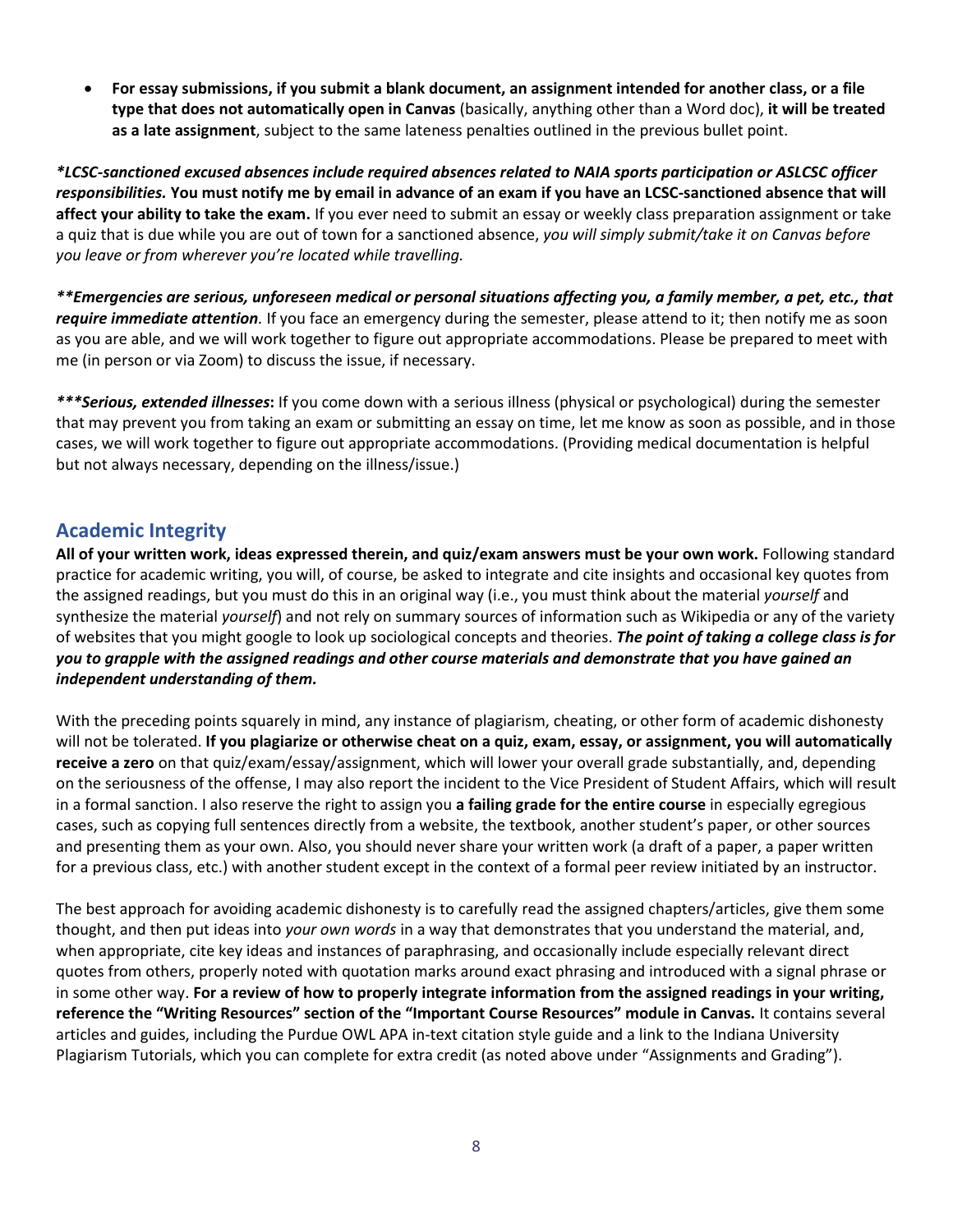- **For essay submissions, if you submit a blank document, an assignment intended for another class, or a file type that does not automatically open in Canvas** (basically, anything other than a Word doc), **it will be treated as a late assignment**, subject to the same lateness penalties outlined in the previous bullet point.

***\*LCSC-sanctioned excused absences include required absences related to NAIA sports participation or ASLCSC officer responsibilities.*** **You must notify me by email in advance of an exam if you have an LCSC-sanctioned absence that will affect your ability to take the exam.** If you ever need to submit an essay or weekly class preparation assignment or take a quiz that is due while you are out of town for a sanctioned absence, *you will simply submit/take it on Canvas before you leave or from wherever you're located while travelling.*

***\*\*Emergencies are serious, unforeseen medical or personal situations affecting you, a family member, a pet, etc., that require immediate attention*.** If you face an emergency during the semester, please attend to it; then notify me as soon as you are able, and we will work together to figure out appropriate accommodations. Please be prepared to meet with me (in person or via Zoom) to discuss the issue, if necessary.

***\*\*\*Serious, extended illnesses*:** If you come down with a serious illness (physical or psychological) during the semester that may prevent you from taking an exam or submitting an essay on time, let me know as soon as possible, and in those cases, we will work together to figure out appropriate accommodations. (Providing medical documentation is helpful but not always necessary, depending on the illness/issue.)

## Academic Integrity

**All of your written work, ideas expressed therein, and quiz/exam answers must be your own work.** Following standard practice for academic writing, you will, of course, be asked to integrate and cite insights and occasional key quotes from the assigned readings, but you must do this in an original way (i.e., you must think about the material *yourself* and synthesize the material *yourself*) and not rely on summary sources of information such as Wikipedia or any of the variety of websites that you might google to look up sociological concepts and theories. ***The point of taking a college class is for you to grapple with the assigned readings and other course materials and demonstrate that you have gained an independent understanding of them.***

With the preceding points squarely in mind, any instance of plagiarism, cheating, or other form of academic dishonesty will not be tolerated. **If you plagiarize or otherwise cheat on a quiz, exam, essay, or assignment, you will automatically receive a zero** on that quiz/exam/essay/assignment, which will lower your overall grade substantially, and, depending on the seriousness of the offense, I may also report the incident to the Vice President of Student Affairs, which will result in a formal sanction. I also reserve the right to assign you **a failing grade for the entire course** in especially egregious cases, such as copying full sentences directly from a website, the textbook, another student's paper, or other sources and presenting them as your own. Also, you should never share your written work (a draft of a paper, a paper written for a previous class, etc.) with another student except in the context of a formal peer review initiated by an instructor.

The best approach for avoiding academic dishonesty is to carefully read the assigned chapters/articles, give them some thought, and then put ideas into *your own words* in a way that demonstrates that you understand the material, and, when appropriate, cite key ideas and instances of paraphrasing, and occasionally include especially relevant direct quotes from others, properly noted with quotation marks around exact phrasing and introduced with a signal phrase or in some other way. **For a review of how to properly integrate information from the assigned readings in your writing, reference the "Writing Resources" section of the "Important Course Resources" module in Canvas.** It contains several articles and guides, including the Purdue OWL APA in-text citation style guide and a link to the Indiana University Plagiarism Tutorials, which you can complete for extra credit (as noted above under "Assignments and Grading").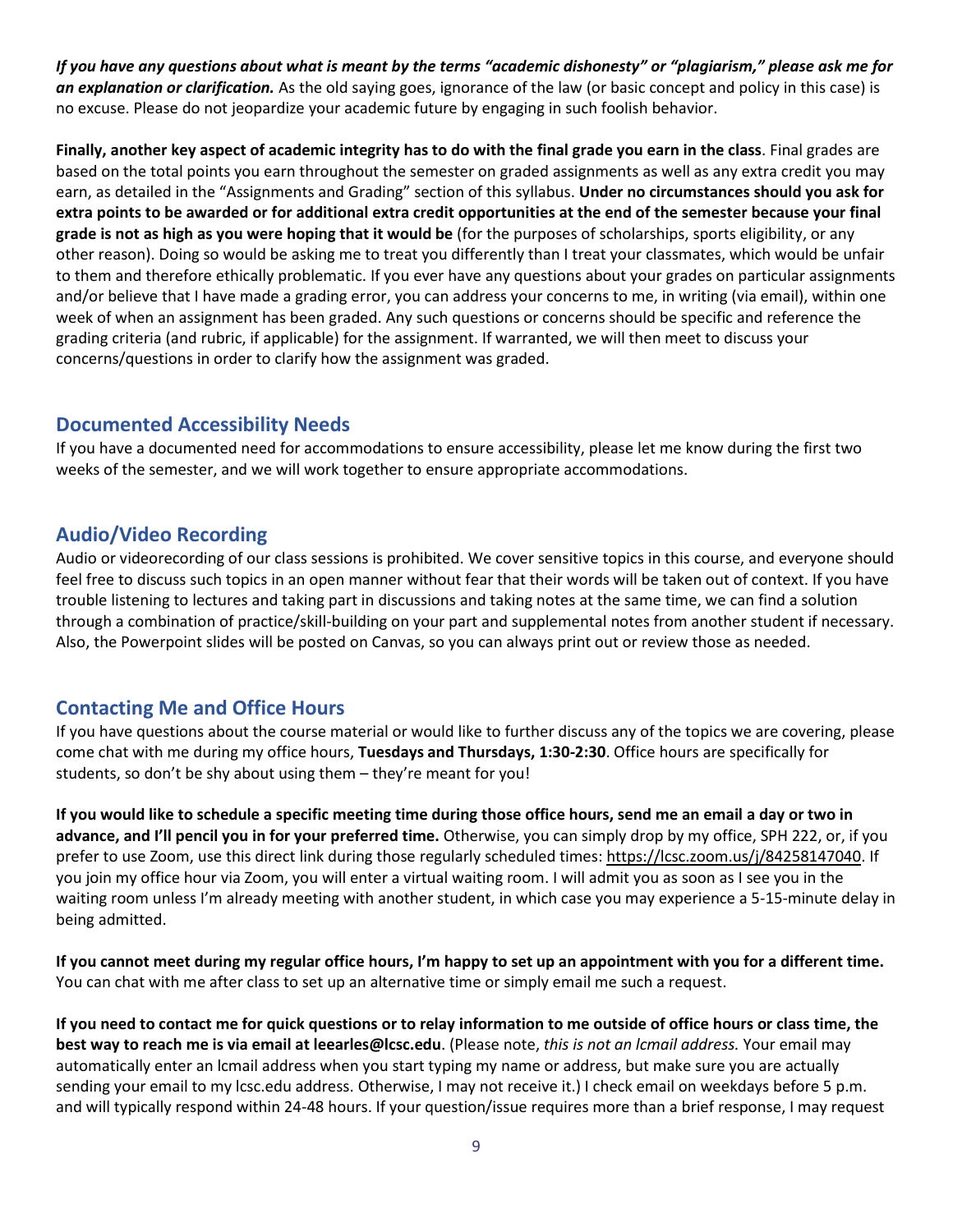***If you have any questions about what is meant by the terms "academic dishonesty" or "plagiarism," please ask me for an explanation or clarification.*** As the old saying goes, ignorance of the law (or basic concept and policy in this case) is no excuse. Please do not jeopardize your academic future by engaging in such foolish behavior.

**Finally, another key aspect of academic integrity has to do with the final grade you earn in the class**. Final grades are based on the total points you earn throughout the semester on graded assignments as well as any extra credit you may earn, as detailed in the "Assignments and Grading" section of this syllabus. **Under no circumstances should you ask for extra points to be awarded or for additional extra credit opportunities at the end of the semester because your final grade is not as high as you were hoping that it would be** (for the purposes of scholarships, sports eligibility, or any other reason). Doing so would be asking me to treat you differently than I treat your classmates, which would be unfair to them and therefore ethically problematic. If you ever have any questions about your grades on particular assignments and/or believe that I have made a grading error, you can address your concerns to me, in writing (via email), within one week of when an assignment has been graded. Any such questions or concerns should be specific and reference the grading criteria (and rubric, if applicable) for the assignment. If warranted, we will then meet to discuss your concerns/questions in order to clarify how the assignment was graded.

## Documented Accessibility Needs

If you have a documented need for accommodations to ensure accessibility, please let me know during the first two weeks of the semester, and we will work together to ensure appropriate accommodations.

## Audio/Video Recording

Audio or videorecording of our class sessions is prohibited. We cover sensitive topics in this course, and everyone should feel free to discuss such topics in an open manner without fear that their words will be taken out of context. If you have trouble listening to lectures and taking part in discussions and taking notes at the same time, we can find a solution through a combination of practice/skill-building on your part and supplemental notes from another student if necessary. Also, the Powerpoint slides will be posted on Canvas, so you can always print out or review those as needed.

## Contacting Me and Office Hours

If you have questions about the course material or would like to further discuss any of the topics we are covering, please come chat with me during my office hours, **Tuesdays and Thursdays, 1:30-2:30**. Office hours are specifically for students, so don't be shy about using them – they're meant for you!

**If you would like to schedule a specific meeting time during those office hours, send me an email a day or two in advance, and I'll pencil you in for your preferred time.** Otherwise, you can simply drop by my office, SPH 222, or, if you prefer to use Zoom, use this direct link during those regularly scheduled times: https://lcsc.zoom.us/j/84258147040. If you join my office hour via Zoom, you will enter a virtual waiting room. I will admit you as soon as I see you in the waiting room unless I'm already meeting with another student, in which case you may experience a 5-15-minute delay in being admitted.

**If you cannot meet during my regular office hours, I'm happy to set up an appointment with you for a different time.** You can chat with me after class to set up an alternative time or simply email me such a request.

**If you need to contact me for quick questions or to relay information to me outside of office hours or class time, the best way to reach me is via email at leearles@lcsc.edu**. (Please note, *this is not an lcmail address.* Your email may automatically enter an lcmail address when you start typing my name or address, but make sure you are actually sending your email to my lcsc.edu address. Otherwise, I may not receive it.) I check email on weekdays before 5 p.m. and will typically respond within 24-48 hours. If your question/issue requires more than a brief response, I may request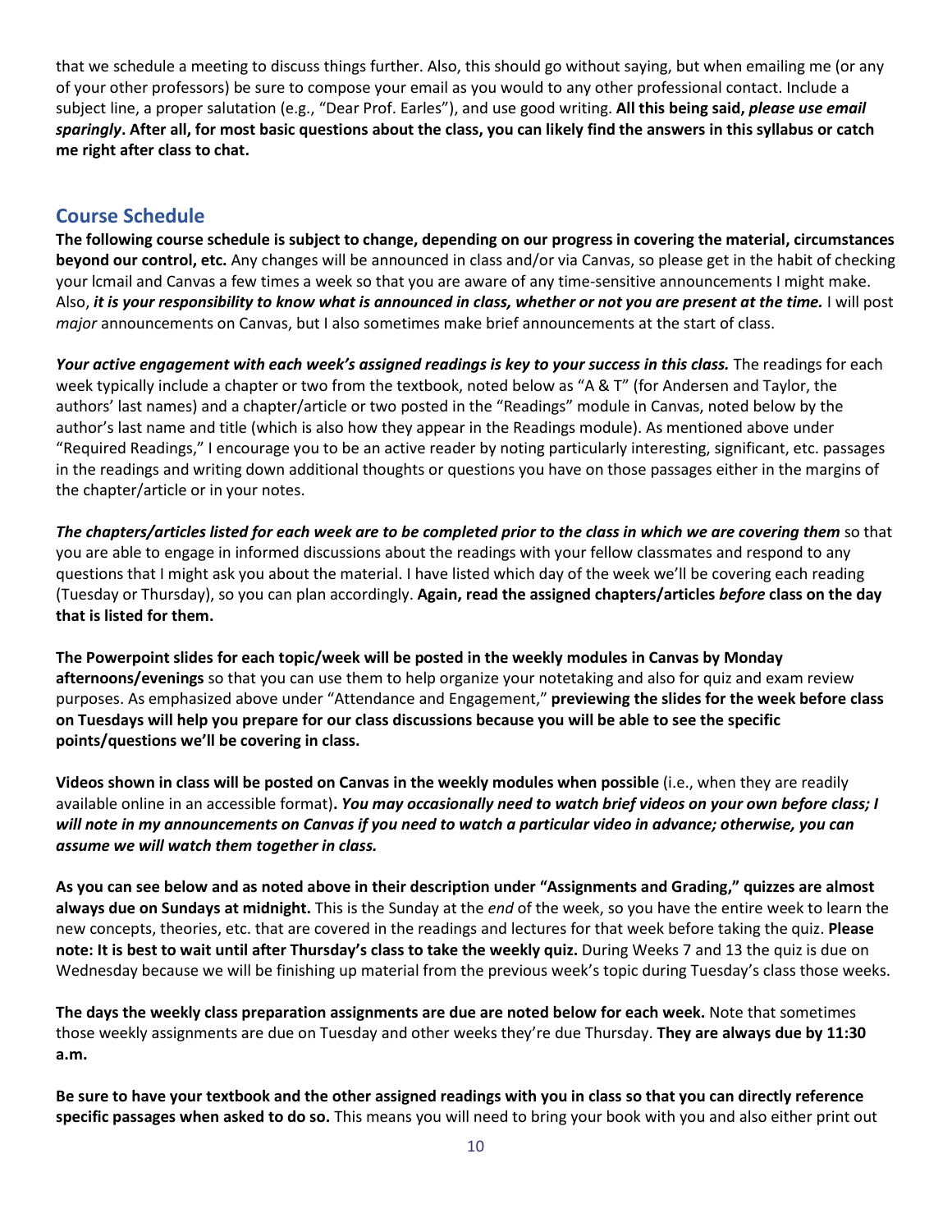that we schedule a meeting to discuss things further. Also, this should go without saying, but when emailing me (or any of your other professors) be sure to compose your email as you would to any other professional contact. Include a subject line, a proper salutation (e.g., "Dear Prof. Earles"), and use good writing. **All this being said, *please use email sparingly*. After all, for most basic questions about the class, you can likely find the answers in this syllabus or catch me right after class to chat.**

## Course Schedule

**The following course schedule is subject to change, depending on our progress in covering the material, circumstances beyond our control, etc.** Any changes will be announced in class and/or via Canvas, so please get in the habit of checking your lcmail and Canvas a few times a week so that you are aware of any time-sensitive announcements I might make. Also, ***it is your responsibility to know what is announced in class, whether or not you are present at the time.*** I will post *major* announcements on Canvas, but I also sometimes make brief announcements at the start of class.

***Your active engagement with each week's assigned readings is key to your success in this class.*** The readings for each week typically include a chapter or two from the textbook, noted below as "A & T" (for Andersen and Taylor, the authors' last names) and a chapter/article or two posted in the "Readings" module in Canvas, noted below by the author's last name and title (which is also how they appear in the Readings module). As mentioned above under "Required Readings," I encourage you to be an active reader by noting particularly interesting, significant, etc. passages in the readings and writing down additional thoughts or questions you have on those passages either in the margins of the chapter/article or in your notes.

***The chapters/articles listed for each week are to be completed prior to the class in which we are covering them*** so that you are able to engage in informed discussions about the readings with your fellow classmates and respond to any questions that I might ask you about the material. I have listed which day of the week we'll be covering each reading (Tuesday or Thursday), so you can plan accordingly. **Again, read the assigned chapters/articles *before* class on the day that is listed for them.**

**The Powerpoint slides for each topic/week will be posted in the weekly modules in Canvas by Monday afternoons/evenings** so that you can use them to help organize your notetaking and also for quiz and exam review purposes. As emphasized above under "Attendance and Engagement," **previewing the slides for the week before class on Tuesdays will help you prepare for our class discussions because you will be able to see the specific points/questions we'll be covering in class.**

**Videos shown in class will be posted on Canvas in the weekly modules when possible** (i.e., when they are readily available online in an accessible format)**. *You may occasionally need to watch brief videos on your own before class; I will note in my announcements on Canvas if you need to watch a particular video in advance; otherwise, you can assume we will watch them together in class.***

**As you can see below and as noted above in their description under "Assignments and Grading," quizzes are almost always due on Sundays at midnight.** This is the Sunday at the *end* of the week, so you have the entire week to learn the new concepts, theories, etc. that are covered in the readings and lectures for that week before taking the quiz. **Please note: It is best to wait until after Thursday's class to take the weekly quiz.** During Weeks 7 and 13 the quiz is due on Wednesday because we will be finishing up material from the previous week's topic during Tuesday's class those weeks.

**The days the weekly class preparation assignments are due are noted below for each week.** Note that sometimes those weekly assignments are due on Tuesday and other weeks they're due Thursday. **They are always due by 11:30 a.m.**

**Be sure to have your textbook and the other assigned readings with you in class so that you can directly reference specific passages when asked to do so.** This means you will need to bring your book with you and also either print out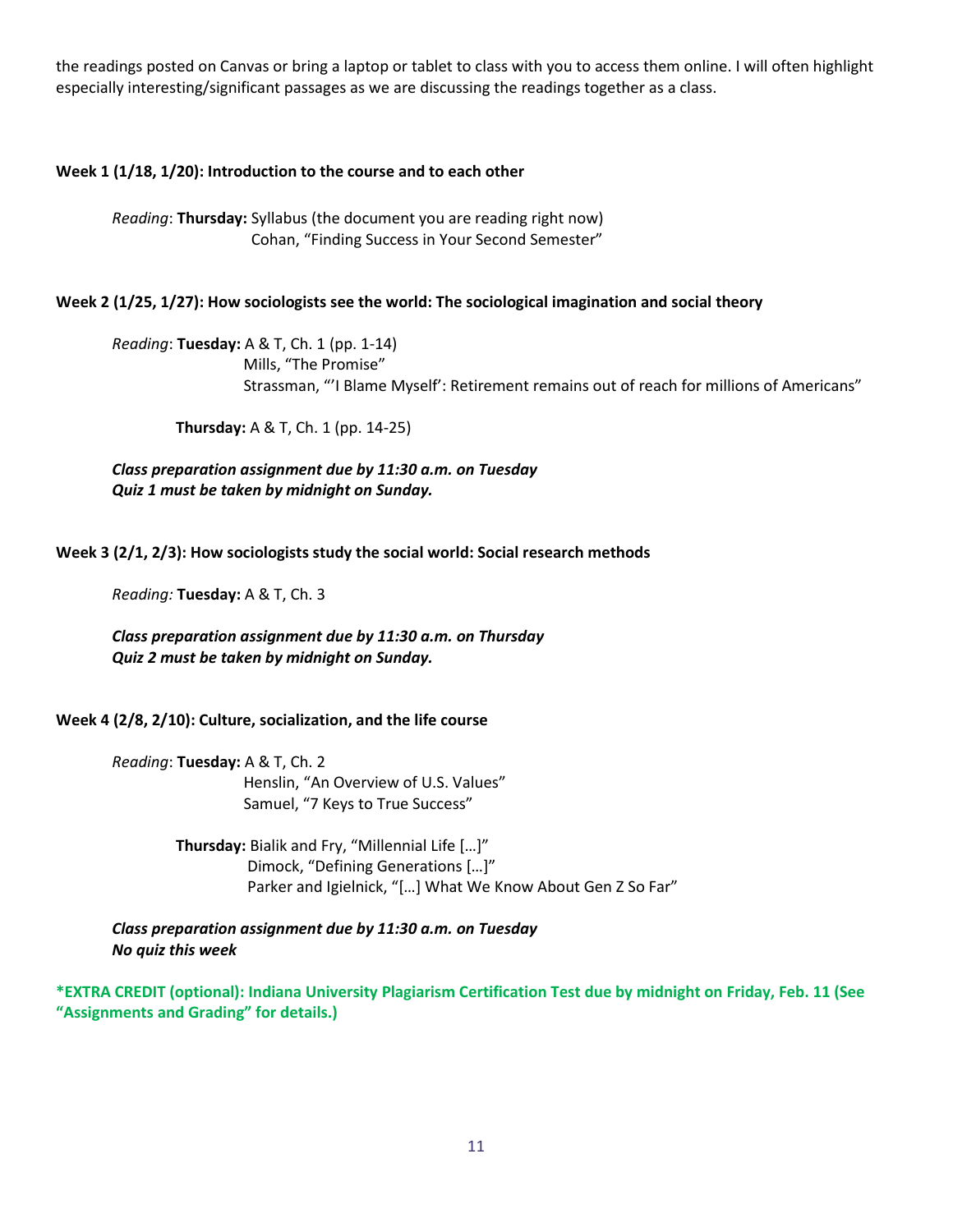the readings posted on Canvas or bring a laptop or tablet to class with you to access them online. I will often highlight especially interesting/significant passages as we are discussing the readings together as a class.

**Week 1 (1/18, 1/20): Introduction to the course and to each other**

*Reading*: **Thursday:** Syllabus (the document you are reading right now)
Cohan, "Finding Success in Your Second Semester"

**Week 2 (1/25, 1/27): How sociologists see the world: The sociological imagination and social theory**

*Reading*: **Tuesday:** A & T, Ch. 1 (pp. 1-14)
Mills, "The Promise"
Strassman, "'I Blame Myself': Retirement remains out of reach for millions of Americans"

**Thursday:** A & T, Ch. 1 (pp. 14-25)

***Class preparation assignment due by 11:30 a.m. on Tuesday***
***Quiz 1 must be taken by midnight on Sunday.***

**Week 3 (2/1, 2/3): How sociologists study the social world: Social research methods**

*Reading:* **Tuesday:** A & T, Ch. 3

***Class preparation assignment due by 11:30 a.m. on Thursday***
***Quiz 2 must be taken by midnight on Sunday.***

**Week 4 (2/8, 2/10): Culture, socialization, and the life course**

*Reading*: **Tuesday:** A & T, Ch. 2
Henslin, "An Overview of U.S. Values"
Samuel, "7 Keys to True Success"

**Thursday:** Bialik and Fry, "Millennial Life […]"
Dimock, "Defining Generations […]"
Parker and Igielnick, "[…] What We Know About Gen Z So Far"

***Class preparation assignment due by 11:30 a.m. on Tuesday***
***No quiz this week***

**\*EXTRA CREDIT (optional): Indiana University Plagiarism Certification Test due by midnight on Friday, Feb. 11 (See "Assignments and Grading" for details.)**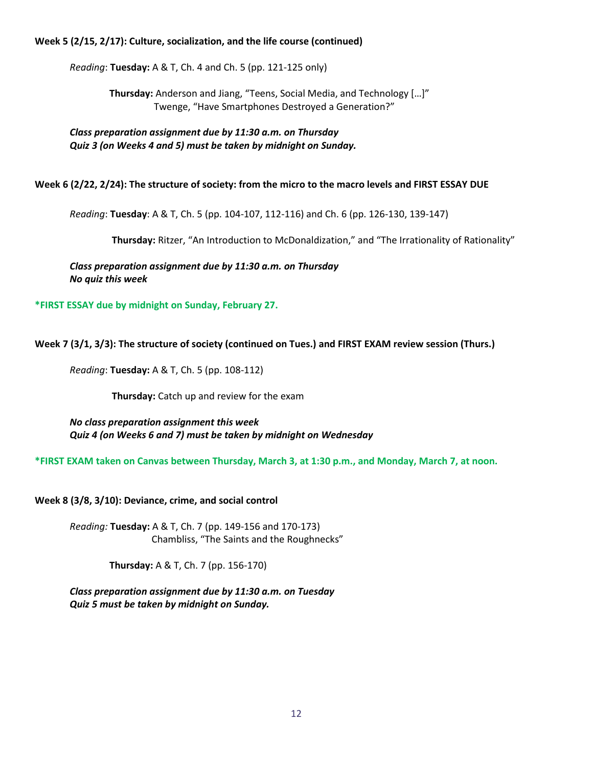**Week 5 (2/15, 2/17): Culture, socialization, and the life course (continued)**

*Reading*: **Tuesday:** A & T, Ch. 4 and Ch. 5 (pp. 121-125 only)

**Thursday:** Anderson and Jiang, “Teens, Social Media, and Technology […]”
Twenge, “Have Smartphones Destroyed a Generation?”

***Class preparation assignment due by 11:30 a.m. on Thursday***
***Quiz 3 (on Weeks 4 and 5) must be taken by midnight on Sunday.***

**Week 6 (2/22, 2/24): The structure of society: from the micro to the macro levels and FIRST ESSAY DUE**

*Reading*: **Tuesday**: A & T, Ch. 5 (pp. 104-107, 112-116) and Ch. 6 (pp. 126-130, 139-147)

**Thursday:** Ritzer, “An Introduction to McDonaldization,” and “The Irrationality of Rationality”

***Class preparation assignment due by 11:30 a.m. on Thursday***
***No quiz this week***

**\*FIRST ESSAY due by midnight on Sunday, February 27.**

**Week 7 (3/1, 3/3): The structure of society (continued on Tues.) and FIRST EXAM review session (Thurs.)**

*Reading*: **Tuesday:** A & T, Ch. 5 (pp. 108-112)

**Thursday:** Catch up and review for the exam

***No class preparation assignment this week***
***Quiz 4 (on Weeks 6 and 7) must be taken by midnight on Wednesday***

**\*FIRST EXAM taken on Canvas between Thursday, March 3, at 1:30 p.m., and Monday, March 7, at noon.**

**Week 8 (3/8, 3/10): Deviance, crime, and social control**

*Reading:* **Tuesday:** A & T, Ch. 7 (pp. 149-156 and 170-173)
Chambliss, “The Saints and the Roughnecks”

**Thursday:** A & T, Ch. 7 (pp. 156-170)

***Class preparation assignment due by 11:30 a.m. on Tuesday***
***Quiz 5 must be taken by midnight on Sunday.***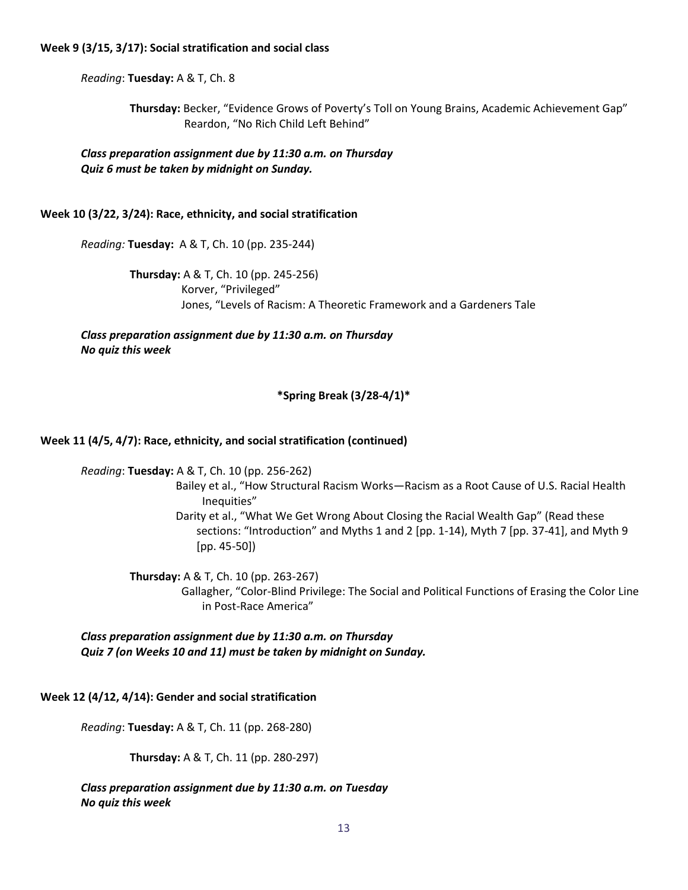**Week 9 (3/15, 3/17): Social stratification and social class**

*Reading*: **Tuesday:** A & T, Ch. 8

**Thursday:** Becker, "Evidence Grows of Poverty's Toll on Young Brains, Academic Achievement Gap"
Reardon, "No Rich Child Left Behind"

***Class preparation assignment due by 11:30 a.m. on Thursday***
***Quiz 6 must be taken by midnight on Sunday.***

**Week 10 (3/22, 3/24): Race, ethnicity, and social stratification**

*Reading:* **Tuesday:** A & T, Ch. 10 (pp. 235-244)

**Thursday:** A & T, Ch. 10 (pp. 245-256)
Korver, "Privileged"
Jones, "Levels of Racism: A Theoretic Framework and a Gardeners Tale

***Class preparation assignment due by 11:30 a.m. on Thursday***
***No quiz this week***

**\*Spring Break (3/28-4/1)\***

**Week 11 (4/5, 4/7): Race, ethnicity, and social stratification (continued)**

*Reading*: **Tuesday:** A & T, Ch. 10 (pp. 256-262)
Bailey et al., "How Structural Racism Works—Racism as a Root Cause of U.S. Racial Health Inequities"
Darity et al., "What We Get Wrong About Closing the Racial Wealth Gap" (Read these sections: "Introduction" and Myths 1 and 2 [pp. 1-14), Myth 7 [pp. 37-41], and Myth 9 [pp. 45-50])

**Thursday:** A & T, Ch. 10 (pp. 263-267)
Gallagher, "Color-Blind Privilege: The Social and Political Functions of Erasing the Color Line in Post-Race America"

***Class preparation assignment due by 11:30 a.m. on Thursday***
***Quiz 7 (on Weeks 10 and 11) must be taken by midnight on Sunday.***

**Week 12 (4/12, 4/14): Gender and social stratification**

*Reading*: **Tuesday:** A & T, Ch. 11 (pp. 268-280)

**Thursday:** A & T, Ch. 11 (pp. 280-297)

***Class preparation assignment due by 11:30 a.m. on Tuesday***
***No quiz this week***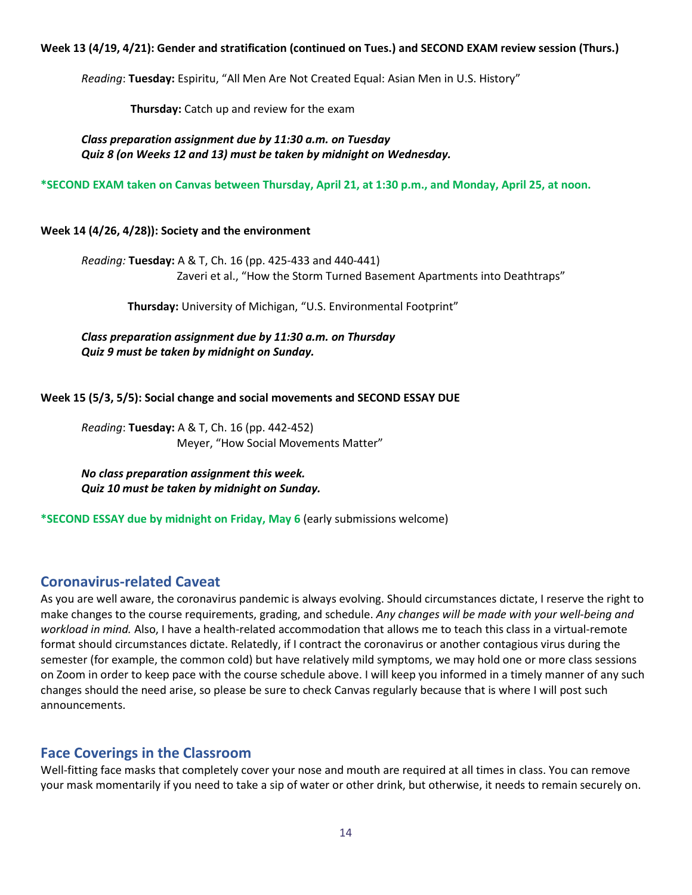**Week 13 (4/19, 4/21): Gender and stratification (continued on Tues.) and SECOND EXAM review session (Thurs.)**

*Reading*: **Tuesday:** Espiritu, "All Men Are Not Created Equal: Asian Men in U.S. History"

**Thursday:** Catch up and review for the exam

***Class preparation assignment due by 11:30 a.m. on Tuesday***
***Quiz 8 (on Weeks 12 and 13) must be taken by midnight on Wednesday.***

**\*SECOND EXAM taken on Canvas between Thursday, April 21, at 1:30 p.m., and Monday, April 25, at noon.**

**Week 14 (4/26, 4/28)): Society and the environment**

*Reading:* **Tuesday:** A & T, Ch. 16 (pp. 425-433 and 440-441)
Zaveri et al., "How the Storm Turned Basement Apartments into Deathtraps"

**Thursday:** University of Michigan, "U.S. Environmental Footprint"

***Class preparation assignment due by 11:30 a.m. on Thursday***
***Quiz 9 must be taken by midnight on Sunday.***

**Week 15 (5/3, 5/5): Social change and social movements and SECOND ESSAY DUE**

*Reading*: **Tuesday:** A & T, Ch. 16 (pp. 442-452)
Meyer, "How Social Movements Matter"

***No class preparation assignment this week.***
***Quiz 10 must be taken by midnight on Sunday.***

**\*SECOND ESSAY due by midnight on Friday, May 6** (early submissions welcome)

## Coronavirus-related Caveat

As you are well aware, the coronavirus pandemic is always evolving. Should circumstances dictate, I reserve the right to make changes to the course requirements, grading, and schedule. *Any changes will be made with your well-being and workload in mind.* Also, I have a health-related accommodation that allows me to teach this class in a virtual-remote format should circumstances dictate. Relatedly, if I contract the coronavirus or another contagious virus during the semester (for example, the common cold) but have relatively mild symptoms, we may hold one or more class sessions on Zoom in order to keep pace with the course schedule above. I will keep you informed in a timely manner of any such changes should the need arise, so please be sure to check Canvas regularly because that is where I will post such announcements.

## Face Coverings in the Classroom

Well-fitting face masks that completely cover your nose and mouth are required at all times in class. You can remove your mask momentarily if you need to take a sip of water or other drink, but otherwise, it needs to remain securely on.